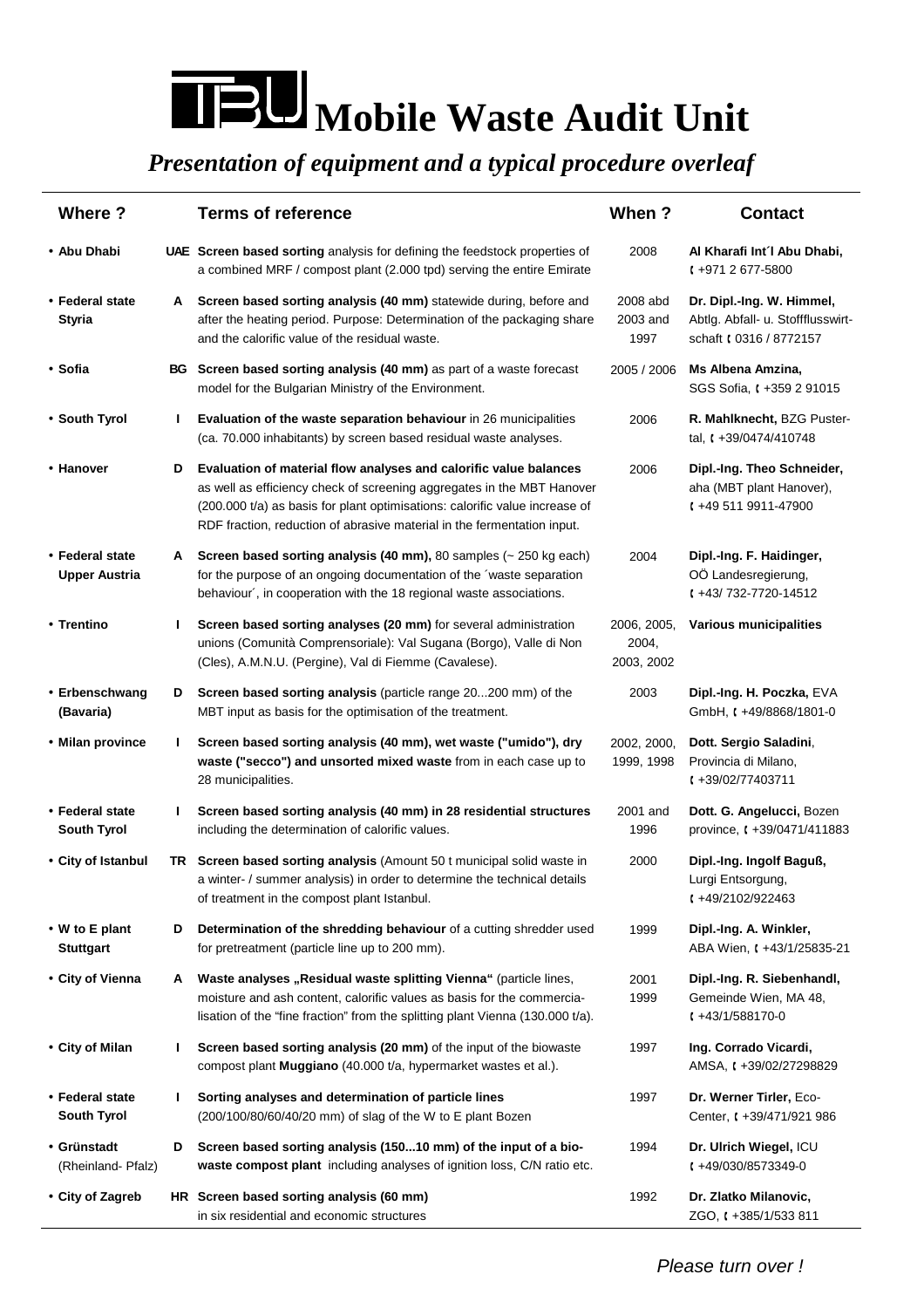# TBU Mobile Waste Audit Unit

*Presentation of equipment and a typical procedure overleaf*

| Where ? | | Terms of reference | When ? | Contact |
|---|---|---|---|---|
| • **Abu Dhabi** | **UAE** | **Screen based sorting** analysis for defining the feedstock properties of a combined MRF / compost plant (2.000 tpd) serving the entire Emirate | 2008 | **Al Kharafi Int´l Abu Dhabi,** ✆ +971 2 677-5800 |
| • **Federal state Styria** | **A** | **Screen based sorting analysis (40 mm)** statewide during, before and after the heating period. Purpose: Determination of the packaging share and the calorific value of the residual waste. | 2008 abd 2003 and 1997 | **Dr. Dipl.-Ing. W. Himmel,** Abtlg. Abfall- u. Stoffflusswirtschaft ✆ 0316 / 8772157 |
| • **Sofia** | **BG** | **Screen based sorting analysis (40 mm)** as part of a waste forecast model for the Bulgarian Ministry of the Environment. | 2005 / 2006 | **Ms Albena Amzina,** SGS Sofia, ✆ +359 2 91015 |
| • **South Tyrol** | **I** | **Evaluation of the waste separation behaviour** in 26 municipalities (ca. 70.000 inhabitants) by screen based residual waste analyses. | 2006 | **R. Mahlknecht,** BZG Pustertal, ✆ +39/0474/410748 |
| • **Hanover** | **D** | **Evaluation of material flow analyses and calorific value balances** as well as efficiency check of screening aggregates in the MBT Hanover (200.000 t/a) as basis for plant optimisations: calorific value increase of RDF fraction, reduction of abrasive material in the fermentation input. | 2006 | **Dipl.-Ing. Theo Schneider,** aha (MBT plant Hanover), ✆ +49 511 9911-47900 |
| • **Federal state Upper Austria** | **A** | **Screen based sorting analysis (40 mm),** 80 samples (~ 250 kg each) for the purpose of an ongoing documentation of the ´waste separation behaviour´, in cooperation with the 18 regional waste associations. | 2004 | **Dipl.-Ing. F. Haidinger,** OÖ Landesregierung, ✆ +43/ 732-7720-14512 |
| • **Trentino** | **I** | **Screen based sorting analyses (20 mm)** for several administration unions (Comunità Comprensoriale): Val Sugana (Borgo), Valle di Non (Cles), A.M.N.U. (Pergine), Val di Fiemme (Cavalese). | 2006, 2005, 2004, 2003, 2002 | **Various municipalities** |
| • **Erbenschwang (Bavaria)** | **D** | **Screen based sorting analysis** (particle range 20...200 mm) of the MBT input as basis for the optimisation of the treatment. | 2003 | **Dipl.-Ing. H. Poczka,** EVA GmbH, ✆ +49/8868/1801-0 |
| • **Milan province** | **I** | **Screen based sorting analysis (40 mm), wet waste ("umido"), dry waste ("secco") and unsorted mixed waste** from in each case up to 28 municipalities. | 2002, 2000, 1999, 1998 | **Dott. Sergio Saladini**, Provincia di Milano, ✆ +39/02/77403711 |
| • **Federal state South Tyrol** | **I** | **Screen based sorting analysis (40 mm) in 28 residential structures** including the determination of calorific values. | 2001 and 1996 | **Dott. G. Angelucci,** Bozen province, ✆ +39/0471/411883 |
| • **City of Istanbul** | **TR** | **Screen based sorting analysis** (Amount 50 t municipal solid waste in a winter- / summer analysis) in order to determine the technical details of treatment in the compost plant Istanbul. | 2000 | **Dipl.-Ing. Ingolf Baguß,** Lurgi Entsorgung, ✆ +49/2102/922463 |
| • **W to E plant Stuttgart** | **D** | **Determination of the shredding behaviour** of a cutting shredder used for pretreatment (particle line up to 200 mm). | 1999 | **Dipl.-Ing. A. Winkler,** ABA Wien, ✆ +43/1/25835-21 |
| • **City of Vienna** | **A** | **Waste analyses „Residual waste splitting Vienna“** (particle lines, moisture and ash content, calorific values as basis for the commercialisation of the "fine fraction" from the splitting plant Vienna (130.000 t/a). | 2001 1999 | **Dipl.-Ing. R. Siebenhandl,** Gemeinde Wien, MA 48, ✆ +43/1/588170-0 |
| • **City of Milan** | **I** | **Screen based sorting analysis (20 mm)** of the input of the biowaste compost plant **Muggiano** (40.000 t/a, hypermarket wastes et al.). | 1997 | **Ing. Corrado Vicardi,** AMSA, ✆ +39/02/27298829 |
| • **Federal state South Tyrol** | **I** | **Sorting analyses and determination of particle lines** (200/100/80/60/40/20 mm) of slag of the W to E plant Bozen | 1997 | **Dr. Werner Tirler,** Eco-Center, ✆ +39/471/921 986 |
| • **Grünstadt** (Rheinland- Pfalz) | **D** | **Screen based sorting analysis (150...10 mm) of the input of a bio-waste compost plant** including analyses of ignition loss, C/N ratio etc. | 1994 | **Dr. Ulrich Wiegel,** ICU ✆ +49/030/8573349-0 |
| • **City of Zagreb** | **HR** | **Screen based sorting analysis (60 mm)** in six residential and economic structures | 1992 | **Dr. Zlatko Milanovic,** ZGO, ✆ +385/1/533 811 |

*Please turn over !*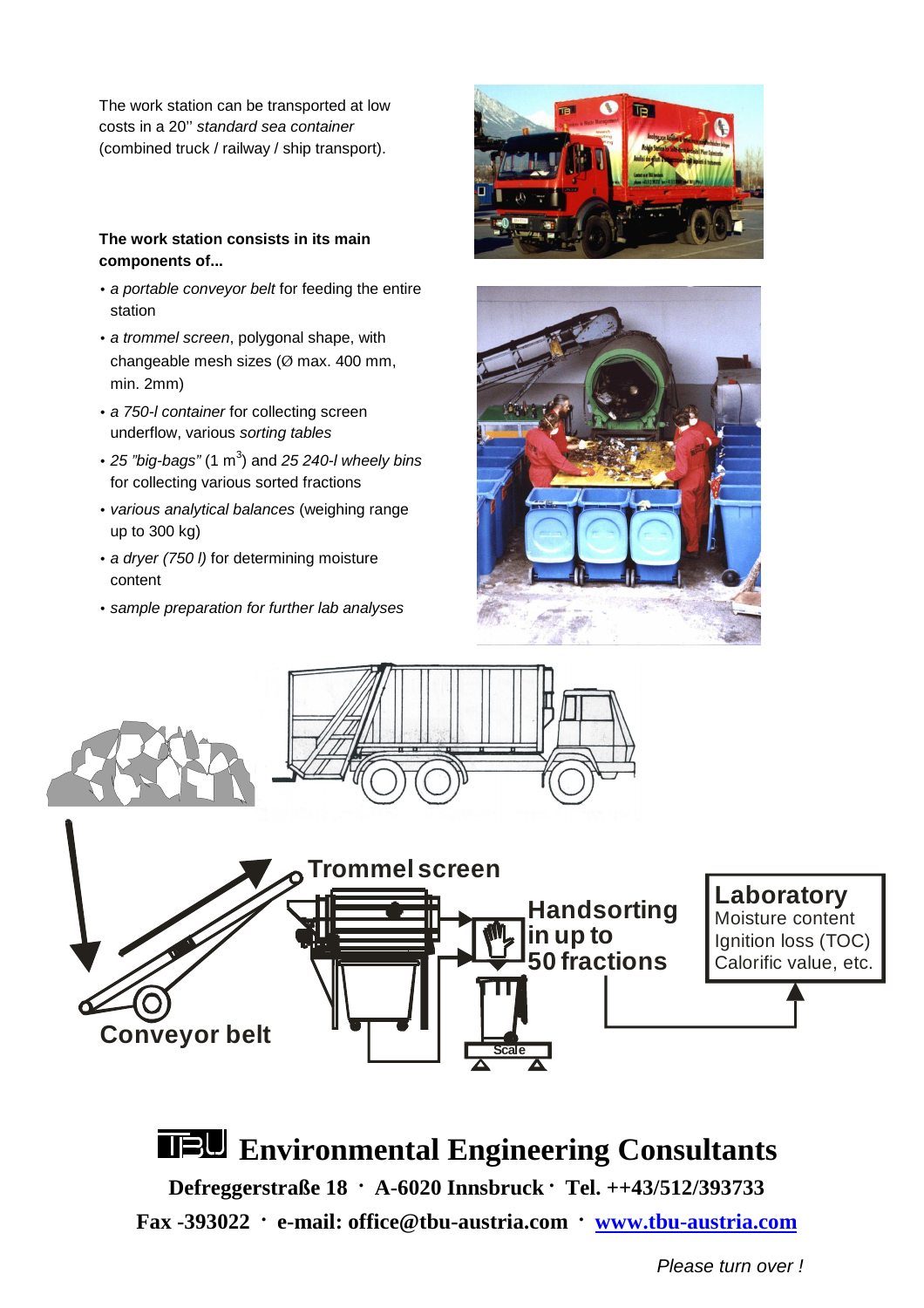The work station can be transported at low costs in a 20'' *standard sea container* (combined truck / railway / ship transport).

**The work station consists in its main components of...**

- *a portable conveyor belt* for feeding the entire station
- *a trommel screen*, polygonal shape, with changeable mesh sizes (Ø max. 400 mm, min. 2mm)
- *a 750-l container* for collecting screen underflow, various *sorting tables*
- *25 "big-bags"* (1 $m^3$) and *25 240-l wheely bins* for collecting various sorted fractions
- *various analytical balances* (weighing range up to 300 kg)
- *a dryer (750 l)* for determining moisture content
- *sample preparation for further lab analyses*

Trommel screen

Handsorting in up to 50 fractions

Laboratory
Moisture content
Ignition loss (TOC)
Calorific value, etc.

Conveyor belt

Scale

# TBU Environmental Engineering Consultants

**Defreggerstraße 18 · A-6020 Innsbruck · Tel. ++43/512/393733**

**Fax -393022 · e-mail: office@tbu-austria.com · www.tbu-austria.com**

*Please turn over !*